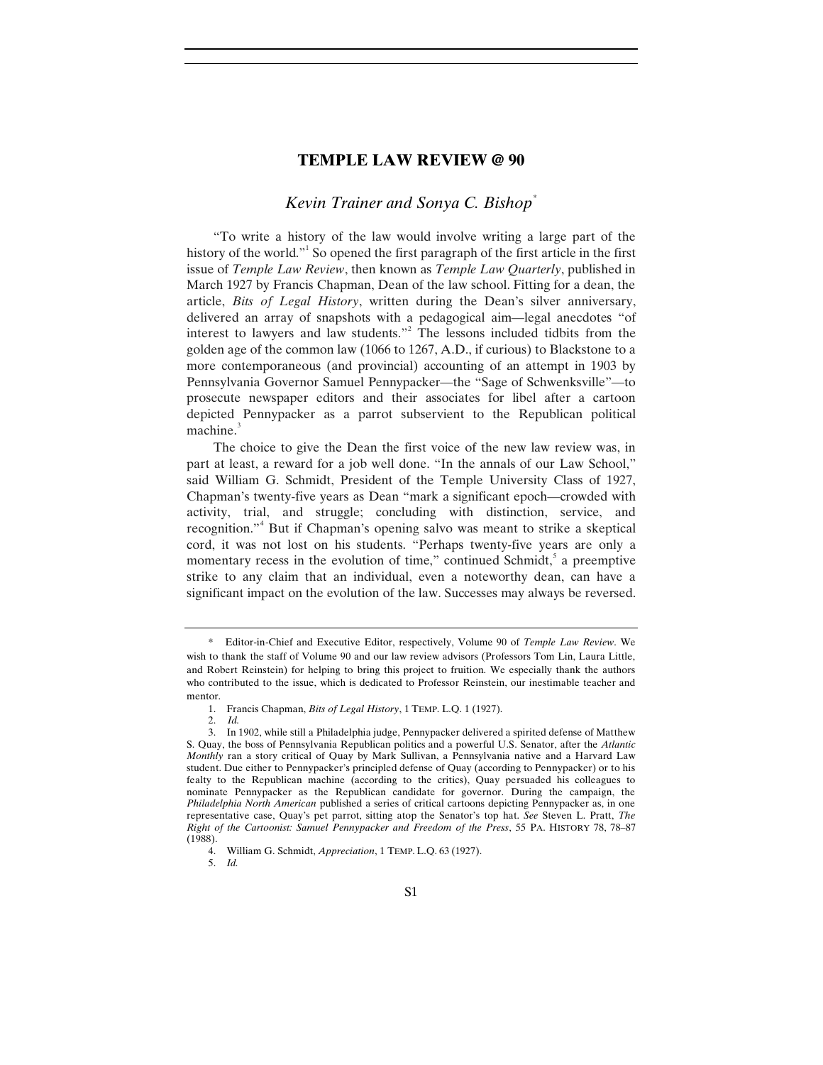# TEMPLE LAW REVIEW @ 90

*Kevin Trainer and Sonya C. Bishop*[*]

"To write a history of the law would involve writing a large part of the history of the world."[1] So opened the first paragraph of the first article in the first issue of *Temple Law Review*, then known as *Temple Law Quarterly*, published in March 1927 by Francis Chapman, Dean of the law school. Fitting for a dean, the article, *Bits of Legal History*, written during the Dean's silver anniversary, delivered an array of snapshots with a pedagogical aim—legal anecdotes "of interest to lawyers and law students."[2] The lessons included tidbits from the golden age of the common law (1066 to 1267, A.D., if curious) to Blackstone to a more contemporaneous (and provincial) accounting of an attempt in 1903 by Pennsylvania Governor Samuel Pennypacker—the "Sage of Schwenksville"—to prosecute newspaper editors and their associates for libel after a cartoon depicted Pennypacker as a parrot subservient to the Republican political machine.[3]

The choice to give the Dean the first voice of the new law review was, in part at least, a reward for a job well done. "In the annals of our Law School," said William G. Schmidt, President of the Temple University Class of 1927, Chapman's twenty-five years as Dean "mark a significant epoch—crowded with activity, trial, and struggle; concluding with distinction, service, and recognition."[4] But if Chapman's opening salvo was meant to strike a skeptical cord, it was not lost on his students. "Perhaps twenty-five years are only a momentary recess in the evolution of time," continued Schmidt,[5] a preemptive strike to any claim that an individual, even a noteworthy dean, can have a significant impact on the evolution of the law. Successes may always be reversed.

---

\* Editor-in-Chief and Executive Editor, respectively, Volume 90 of *Temple Law Review*. We wish to thank the staff of Volume 90 and our law review advisors (Professors Tom Lin, Laura Little, and Robert Reinstein) for helping to bring this project to fruition. We especially thank the authors who contributed to the issue, which is dedicated to Professor Reinstein, our inestimable teacher and mentor.

1. Francis Chapman, *Bits of Legal History*, 1 TEMP. L.Q. 1 (1927).

2. *Id.*

3. In 1902, while still a Philadelphia judge, Pennypacker delivered a spirited defense of Matthew S. Quay, the boss of Pennsylvania Republican politics and a powerful U.S. Senator, after the *Atlantic Monthly* ran a story critical of Quay by Mark Sullivan, a Pennsylvania native and a Harvard Law student. Due either to Pennypacker's principled defense of Quay (according to Pennypacker) or to his fealty to the Republican machine (according to the critics), Quay persuaded his colleagues to nominate Pennypacker as the Republican candidate for governor. During the campaign, the *Philadelphia North American* published a series of critical cartoons depicting Pennypacker as, in one representative case, Quay's pet parrot, sitting atop the Senator's top hat. *See* Steven L. Pratt, *The Right of the Cartoonist: Samuel Pennypacker and Freedom of the Press*, 55 PA. HISTORY 78, 78–87 (1988).

4. William G. Schmidt, *Appreciation*, 1 TEMP. L.Q. 63 (1927).

5. *Id.*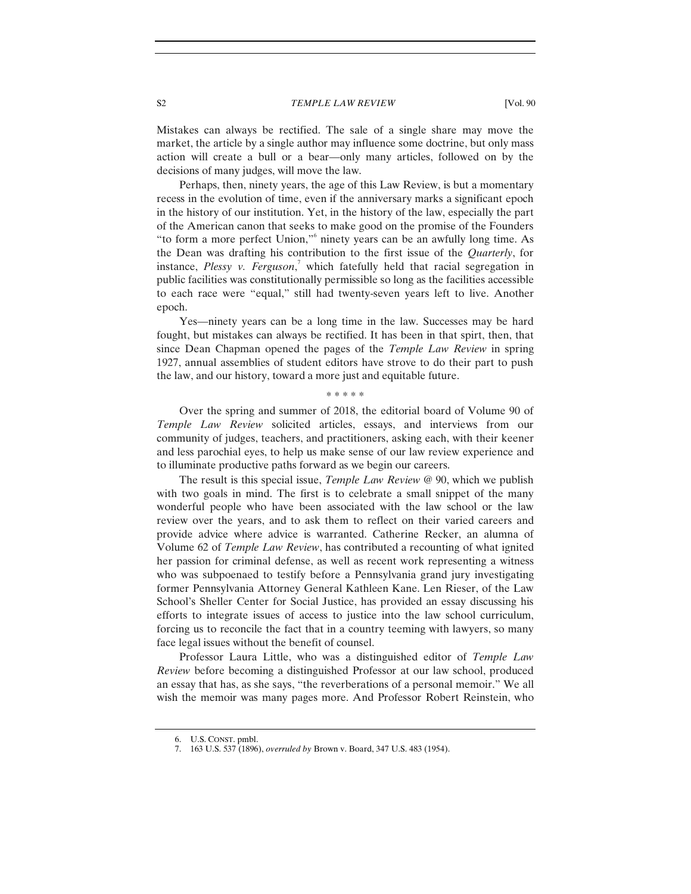Mistakes can always be rectified. The sale of a single share may move the market, the article by a single author may influence some doctrine, but only mass action will create a bull or a bear—only many articles, followed on by the decisions of many judges, will move the law.

Perhaps, then, ninety years, the age of this Law Review, is but a momentary recess in the evolution of time, even if the anniversary marks a significant epoch in the history of our institution. Yet, in the history of the law, especially the part of the American canon that seeks to make good on the promise of the Founders "to form a more perfect Union,"[6] ninety years can be an awfully long time. As the Dean was drafting his contribution to the first issue of the *Quarterly*, for instance, *Plessy v. Ferguson*,[7] which fatefully held that racial segregation in public facilities was constitutionally permissible so long as the facilities accessible to each race were "equal," still had twenty-seven years left to live. Another epoch.

Yes—ninety years can be a long time in the law. Successes may be hard fought, but mistakes can always be rectified. It has been in that spirt, then, that since Dean Chapman opened the pages of the *Temple Law Review* in spring 1927, annual assemblies of student editors have strove to do their part to push the law, and our history, toward a more just and equitable future.

\* \* \* \* \*

Over the spring and summer of 2018, the editorial board of Volume 90 of *Temple Law Review* solicited articles, essays, and interviews from our community of judges, teachers, and practitioners, asking each, with their keener and less parochial eyes, to help us make sense of our law review experience and to illuminate productive paths forward as we begin our careers.

The result is this special issue, *Temple Law Review* @ 90, which we publish with two goals in mind. The first is to celebrate a small snippet of the many wonderful people who have been associated with the law school or the law review over the years, and to ask them to reflect on their varied careers and provide advice where advice is warranted. Catherine Recker, an alumna of Volume 62 of *Temple Law Review*, has contributed a recounting of what ignited her passion for criminal defense, as well as recent work representing a witness who was subpoenaed to testify before a Pennsylvania grand jury investigating former Pennsylvania Attorney General Kathleen Kane. Len Rieser, of the Law School's Sheller Center for Social Justice, has provided an essay discussing his efforts to integrate issues of access to justice into the law school curriculum, forcing us to reconcile the fact that in a country teeming with lawyers, so many face legal issues without the benefit of counsel.

Professor Laura Little, who was a distinguished editor of *Temple Law Review* before becoming a distinguished Professor at our law school, produced an essay that has, as she says, "the reverberations of a personal memoir." We all wish the memoir was many pages more. And Professor Robert Reinstein, who

---

6. U.S. CONST. pmbl.

7. 163 U.S. 537 (1896), *overruled by* Brown v. Board, 347 U.S. 483 (1954).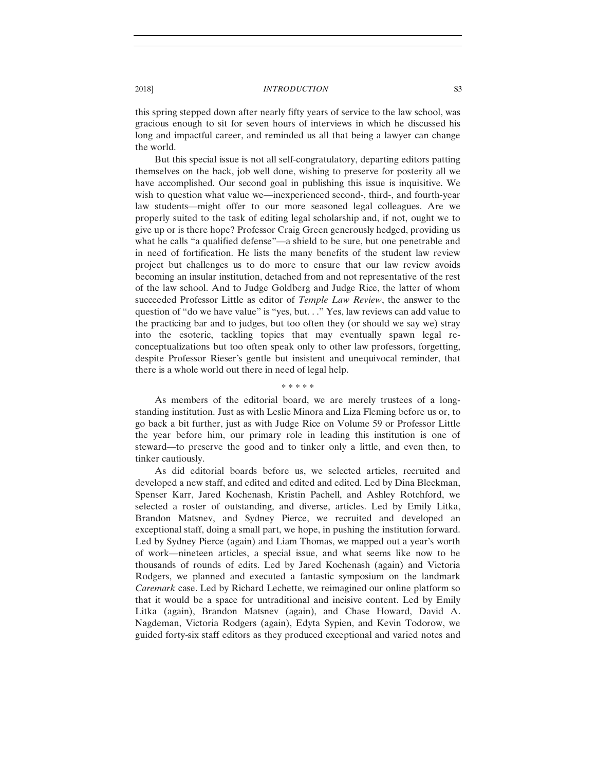this spring stepped down after nearly fifty years of service to the law school, was gracious enough to sit for seven hours of interviews in which he discussed his long and impactful career, and reminded us all that being a lawyer can change the world.

But this special issue is not all self-congratulatory, departing editors patting themselves on the back, job well done, wishing to preserve for posterity all we have accomplished. Our second goal in publishing this issue is inquisitive. We wish to question what value we—inexperienced second-, third-, and fourth-year law students—might offer to our more seasoned legal colleagues. Are we properly suited to the task of editing legal scholarship and, if not, ought we to give up or is there hope? Professor Craig Green generously hedged, providing us what he calls "a qualified defense"—a shield to be sure, but one penetrable and in need of fortification. He lists the many benefits of the student law review project but challenges us to do more to ensure that our law review avoids becoming an insular institution, detached from and not representative of the rest of the law school. And to Judge Goldberg and Judge Rice, the latter of whom succeeded Professor Little as editor of *Temple Law Review*, the answer to the question of "do we have value" is "yes, but. . ." Yes, law reviews can add value to the practicing bar and to judges, but too often they (or should we say we) stray into the esoteric, tackling topics that may eventually spawn legal re-conceptualizations but too often speak only to other law professors, forgetting, despite Professor Rieser's gentle but insistent and unequivocal reminder, that there is a whole world out there in need of legal help.

\* \* \* \* \*

As members of the editorial board, we are merely trustees of a long-standing institution. Just as with Leslie Minora and Liza Fleming before us or, to go back a bit further, just as with Judge Rice on Volume 59 or Professor Little the year before him, our primary role in leading this institution is one of steward—to preserve the good and to tinker only a little, and even then, to tinker cautiously.

As did editorial boards before us, we selected articles, recruited and developed a new staff, and edited and edited and edited. Led by Dina Bleckman, Spenser Karr, Jared Kochenash, Kristin Pachell, and Ashley Rotchford, we selected a roster of outstanding, and diverse, articles. Led by Emily Litka, Brandon Matsnev, and Sydney Pierce, we recruited and developed an exceptional staff, doing a small part, we hope, in pushing the institution forward. Led by Sydney Pierce (again) and Liam Thomas, we mapped out a year's worth of work—nineteen articles, a special issue, and what seems like now to be thousands of rounds of edits. Led by Jared Kochenash (again) and Victoria Rodgers, we planned and executed a fantastic symposium on the landmark *Caremark* case. Led by Richard Lechette, we reimagined our online platform so that it would be a space for untraditional and incisive content. Led by Emily Litka (again), Brandon Matsnev (again), and Chase Howard, David A. Nagdeman, Victoria Rodgers (again), Edyta Sypien, and Kevin Todorow, we guided forty-six staff editors as they produced exceptional and varied notes and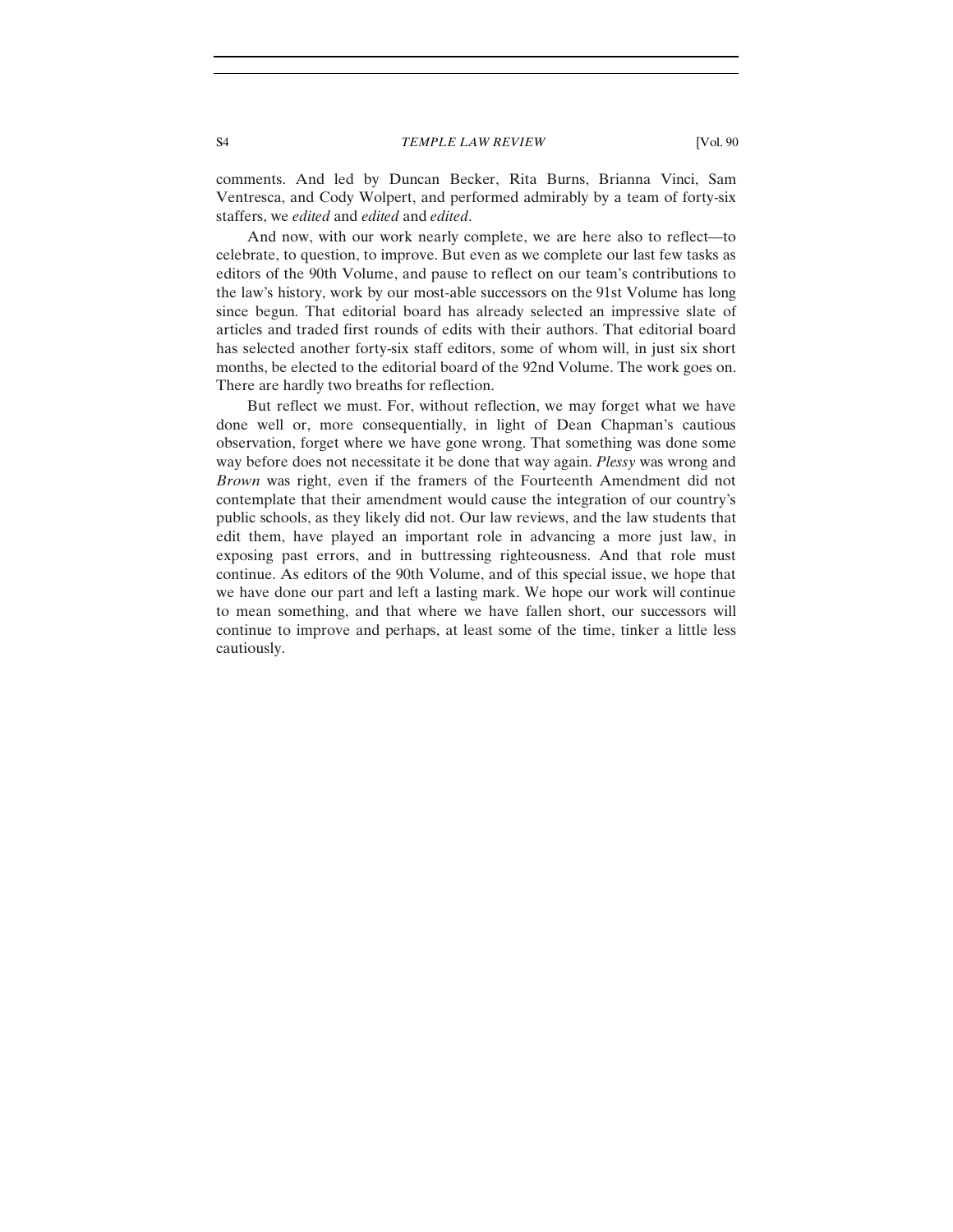comments. And led by Duncan Becker, Rita Burns, Brianna Vinci, Sam Ventresca, and Cody Wolpert, and performed admirably by a team of forty-six staffers, we *edited* and *edited* and *edited*.

And now, with our work nearly complete, we are here also to reflect—to celebrate, to question, to improve. But even as we complete our last few tasks as editors of the 90th Volume, and pause to reflect on our team's contributions to the law's history, work by our most-able successors on the 91st Volume has long since begun. That editorial board has already selected an impressive slate of articles and traded first rounds of edits with their authors. That editorial board has selected another forty-six staff editors, some of whom will, in just six short months, be elected to the editorial board of the 92nd Volume. The work goes on. There are hardly two breaths for reflection.

But reflect we must. For, without reflection, we may forget what we have done well or, more consequentially, in light of Dean Chapman's cautious observation, forget where we have gone wrong. That something was done some way before does not necessitate it be done that way again. *Plessy* was wrong and *Brown* was right, even if the framers of the Fourteenth Amendment did not contemplate that their amendment would cause the integration of our country's public schools, as they likely did not. Our law reviews, and the law students that edit them, have played an important role in advancing a more just law, in exposing past errors, and in buttressing righteousness. And that role must continue. As editors of the 90th Volume, and of this special issue, we hope that we have done our part and left a lasting mark. We hope our work will continue to mean something, and that where we have fallen short, our successors will continue to improve and perhaps, at least some of the time, tinker a little less cautiously.